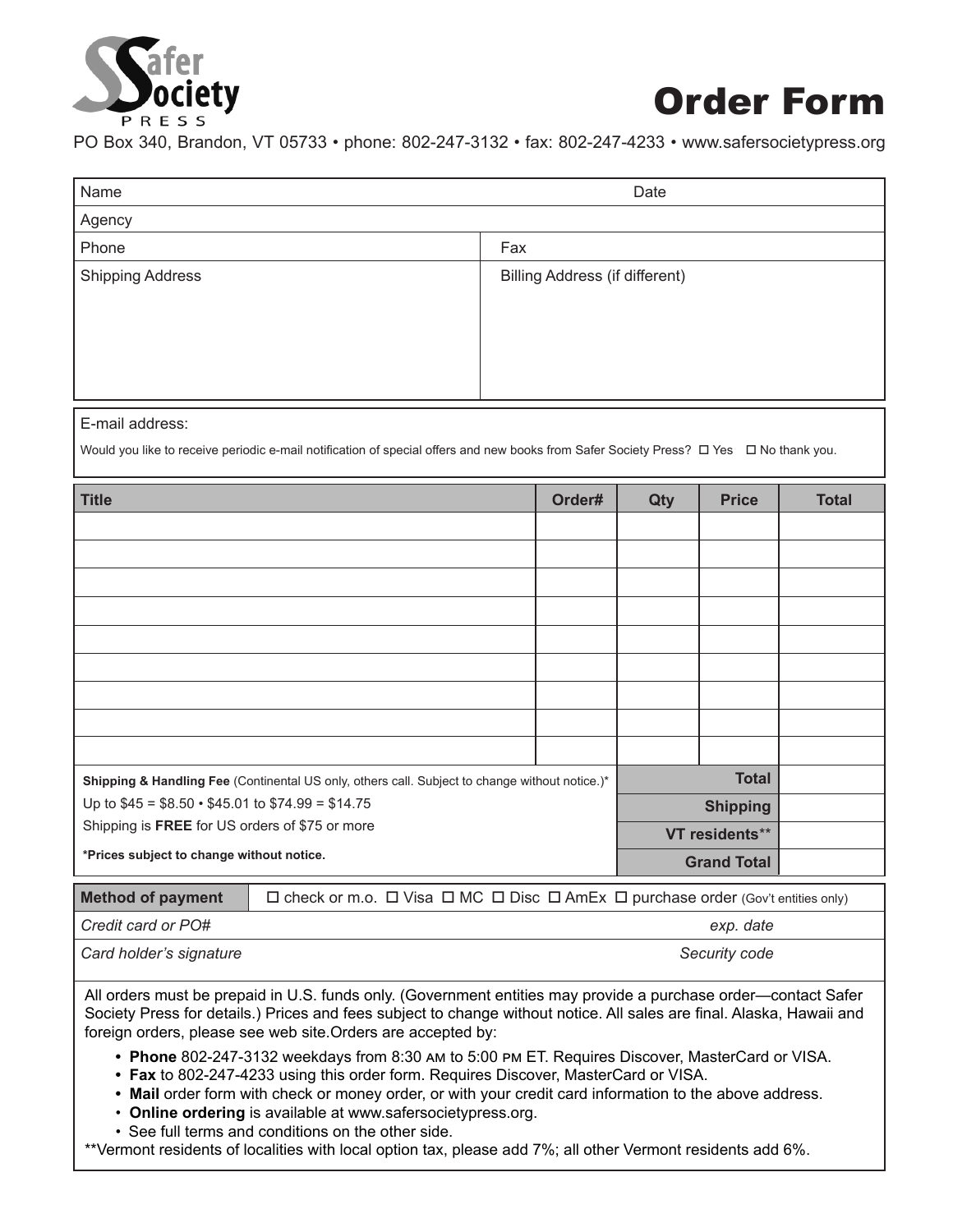**Safer Society PRESS**

# Order Form

PO Box 340, Brandon, VT 05733 • phone: 802-247-3132 • fax: 802-247-4233 • www.safersocietypress.org

| Name | Date |
|---|---|
| Agency | |
| Phone | Fax |
| Shipping Address | Billing Address (if different) |

E-mail address:

Would you like to receive periodic e-mail notification of special offers and new books from Safer Society Press? ☐ Yes ☐ No thank you.

| Title | Order# | Qty | Price | Total |
|---|---|---|---|---|
| | | | | |
| | | | | |
| | | | | |
| | | | | |
| | | | | |
| | | | | |
| | | | | |
| | | | | |
| | | | | |
| | | | **Total** | |
| | | | **Shipping** | |
| | | | **VT residents**** | |
| | | | **Grand Total** | |

**Shipping & Handling Fee** (Continental US only, others call. Subject to change without notice.)*

Up to $45 = $8.50 • $45.01 to $74.99 = $14.75

Shipping is **FREE** for US orders of $75 or more

***Prices subject to change without notice.**

| **Method of payment** | ☐ check or m.o. ☐ Visa ☐ MC ☐ Disc ☐ AmEx ☐ purchase order (Gov't entities only) |
|---|---|
| *Credit card or PO#* | *exp. date* |
| *Card holder's signature* | *Security code* |

All orders must be prepaid in U.S. funds only. (Government entities may provide a purchase order—contact Safer Society Press for details.) Prices and fees subject to change without notice. All sales are final. Alaska, Hawaii and foreign orders, please see web site.Orders are accepted by:

- **Phone** 802-247-3132 weekdays from 8:30 AM to 5:00 PM ET. Requires Discover, MasterCard or VISA.
- **Fax** to 802-247-4233 using this order form. Requires Discover, MasterCard or VISA.
- **Mail** order form with check or money order, or with your credit card information to the above address.
- **Online ordering** is available at www.safersocietypress.org.
- See full terms and conditions on the other side.

**Vermont residents of localities with local option tax, please add 7%; all other Vermont residents add 6%.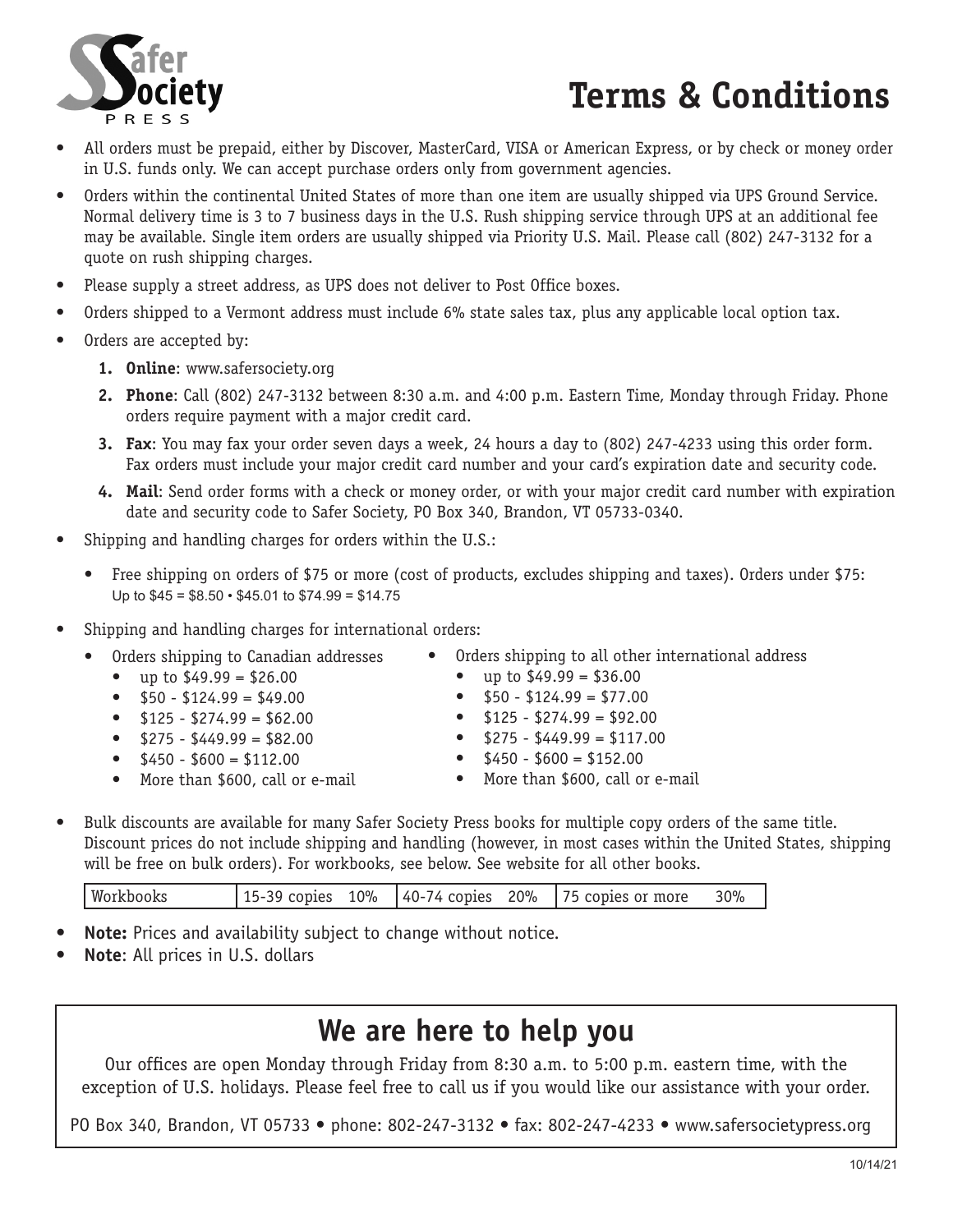# Terms & Conditions

- All orders must be prepaid, either by Discover, MasterCard, VISA or American Express, or by check or money order in U.S. funds only. We can accept purchase orders only from government agencies.
- Orders within the continental United States of more than one item are usually shipped via UPS Ground Service. Normal delivery time is 3 to 7 business days in the U.S. Rush shipping service through UPS at an additional fee may be available. Single item orders are usually shipped via Priority U.S. Mail. Please call (802) 247-3132 for a quote on rush shipping charges.
- Please supply a street address, as UPS does not deliver to Post Office boxes.
- Orders shipped to a Vermont address must include 6% state sales tax, plus any applicable local option tax.
- Orders are accepted by:
  1. **Online**: www.safersociety.org
  2. **Phone**: Call (802) 247-3132 between 8:30 a.m. and 4:00 p.m. Eastern Time, Monday through Friday. Phone orders require payment with a major credit card.
  3. **Fax**: You may fax your order seven days a week, 24 hours a day to (802) 247-4233 using this order form. Fax orders must include your major credit card number and your card's expiration date and security code.
  4. **Mail**: Send order forms with a check or money order, or with your major credit card number with expiration date and security code to Safer Society, PO Box 340, Brandon, VT 05733-0340.
- Shipping and handling charges for orders within the U.S.:
  - Free shipping on orders of $75 or more (cost of products, excludes shipping and taxes). Orders under $75: Up to $45 = $8.50 • $45.01 to $74.99 = $14.75
- Shipping and handling charges for international orders:
  - Orders shipping to Canadian addresses
    - up to $49.99 = $26.00
    - $50 - $124.99 = $49.00
    - $125 - $274.99 = $62.00
    - $275 - $449.99 = $82.00
    - $450 - $600 = $112.00
    - More than $600, call or e-mail
  - Orders shipping to all other international address
    - up to $49.99 = $36.00
    - $50 - $124.99 = $77.00
    - $125 - $274.99 = $92.00
    - $275 - $449.99 = $117.00
    - $450 - $600 = $152.00
    - More than $600, call or e-mail
- Bulk discounts are available for many Safer Society Press books for multiple copy orders of the same title. Discount prices do not include shipping and handling (however, in most cases within the United States, shipping will be free on bulk orders). For workbooks, see below. See website for all other books.

| | | | |
|---|---|---|---|
| Workbooks | 15-39 copies 10% | 40-74 copies 20% | 75 copies or more 30% |

- **Note:** Prices and availability subject to change without notice.
- **Note**: All prices in U.S. dollars

## We are here to help you

Our offices are open Monday through Friday from 8:30 a.m. to 5:00 p.m. eastern time, with the exception of U.S. holidays. Please feel free to call us if you would like our assistance with your order.

PO Box 340, Brandon, VT 05733 • phone: 802-247-3132 • fax: 802-247-4233 • www.safersocietypress.org

10/14/21